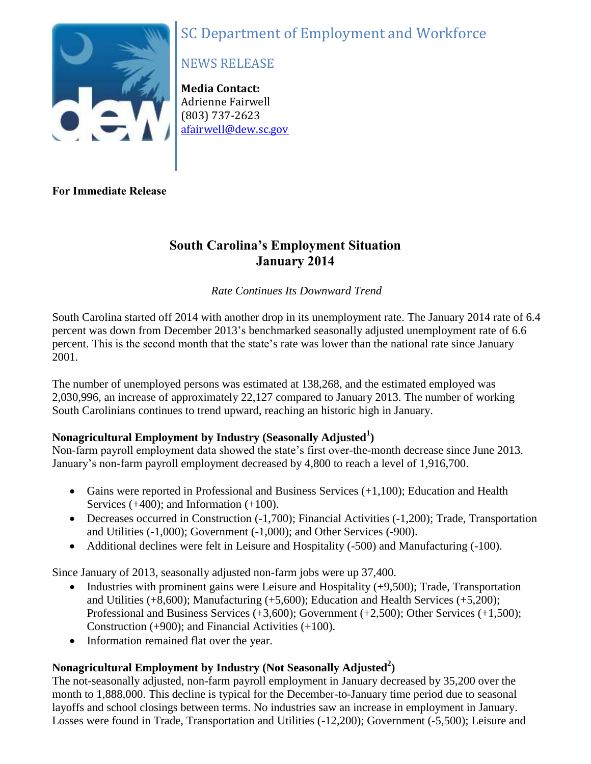SC Department of Employment and Workforce

NEWS RELEASE

**Media Contact:**
Adrienne Fairwell
(803) 737-2623
afairwell@dew.sc.gov

**For Immediate Release**

# South Carolina's Employment Situation
# January 2014

*Rate Continues Its Downward Trend*

South Carolina started off 2014 with another drop in its unemployment rate. The January 2014 rate of 6.4 percent was down from December 2013's benchmarked seasonally adjusted unemployment rate of 6.6 percent. This is the second month that the state's rate was lower than the national rate since January 2001.

The number of unemployed persons was estimated at 138,268, and the estimated employed was 2,030,996, an increase of approximately 22,127 compared to January 2013. The number of working South Carolinians continues to trend upward, reaching an historic high in January.

**Nonagricultural Employment by Industry (Seasonally Adjusted[1])**

Non-farm payroll employment data showed the state's first over-the-month decrease since June 2013. January's non-farm payroll employment decreased by 4,800 to reach a level of 1,916,700.

- Gains were reported in Professional and Business Services (+1,100); Education and Health Services (+400); and Information (+100).
- Decreases occurred in Construction (-1,700); Financial Activities (-1,200); Trade, Transportation and Utilities (-1,000); Government (-1,000); and Other Services (-900).
- Additional declines were felt in Leisure and Hospitality (-500) and Manufacturing (-100).

Since January of 2013, seasonally adjusted non-farm jobs were up 37,400.

- Industries with prominent gains were Leisure and Hospitality (+9,500); Trade, Transportation and Utilities (+8,600); Manufacturing (+5,600); Education and Health Services (+5,200); Professional and Business Services (+3,600); Government (+2,500); Other Services (+1,500); Construction (+900); and Financial Activities (+100).
- Information remained flat over the year.

**Nonagricultural Employment by Industry (Not Seasonally Adjusted[2])**

The not-seasonally adjusted, non-farm payroll employment in January decreased by 35,200 over the month to 1,888,000. This decline is typical for the December-to-January time period due to seasonal layoffs and school closings between terms. No industries saw an increase in employment in January. Losses were found in Trade, Transportation and Utilities (-12,200); Government (-5,500); Leisure and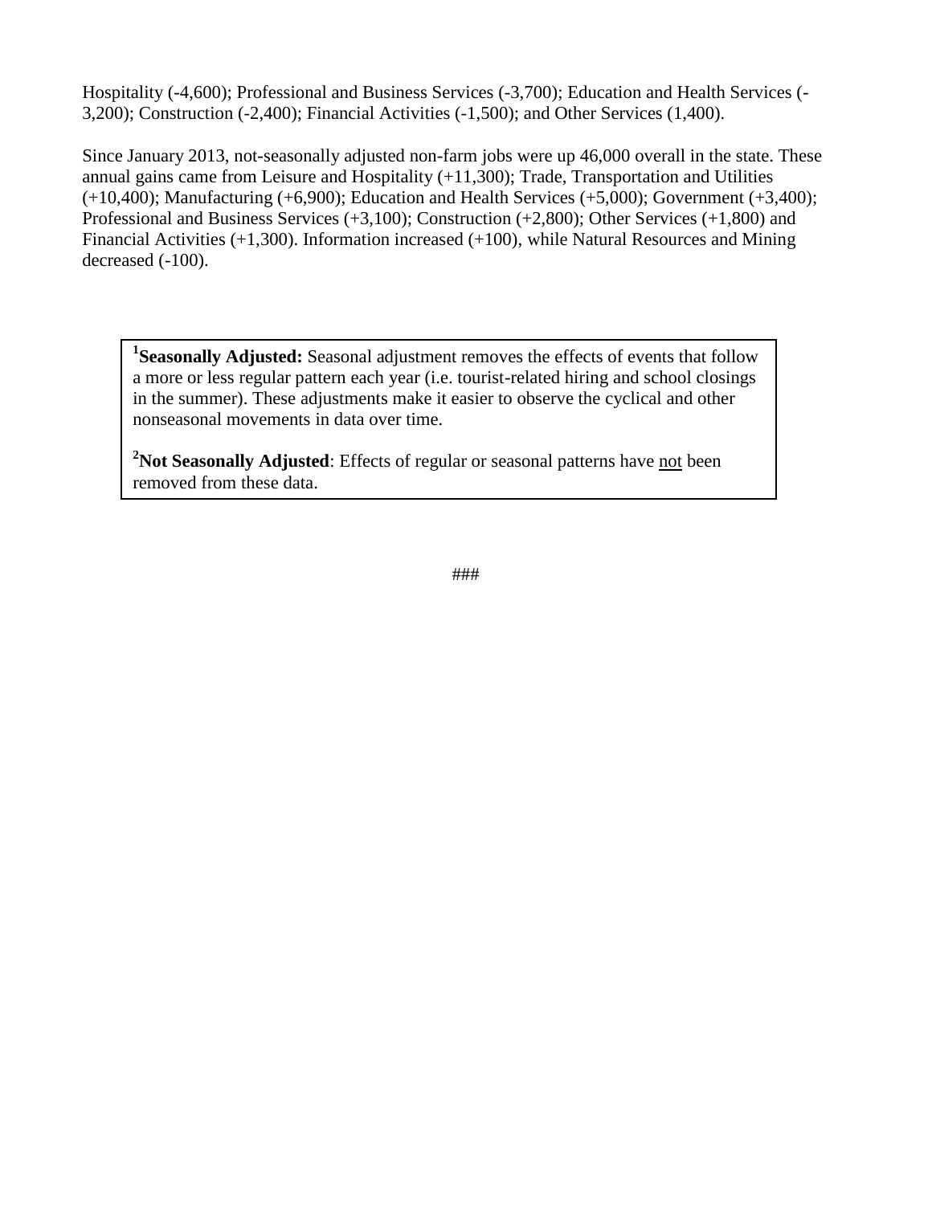Hospitality (-4,600); Professional and Business Services (-3,700); Education and Health Services (-3,200); Construction (-2,400); Financial Activities (-1,500); and Other Services (1,400).

Since January 2013, not-seasonally adjusted non-farm jobs were up 46,000 overall in the state. These annual gains came from Leisure and Hospitality (+11,300); Trade, Transportation and Utilities (+10,400); Manufacturing (+6,900); Education and Health Services (+5,000); Government (+3,400); Professional and Business Services (+3,100); Construction (+2,800); Other Services (+1,800) and Financial Activities (+1,300). Information increased (+100), while Natural Resources and Mining decreased (-100).

[1]**Seasonally Adjusted:** Seasonal adjustment removes the effects of events that follow a more or less regular pattern each year (i.e. tourist-related hiring and school closings in the summer). These adjustments make it easier to observe the cyclical and other nonseasonal movements in data over time.

[2]**Not Seasonally Adjusted**: Effects of regular or seasonal patterns have not been removed from these data.

###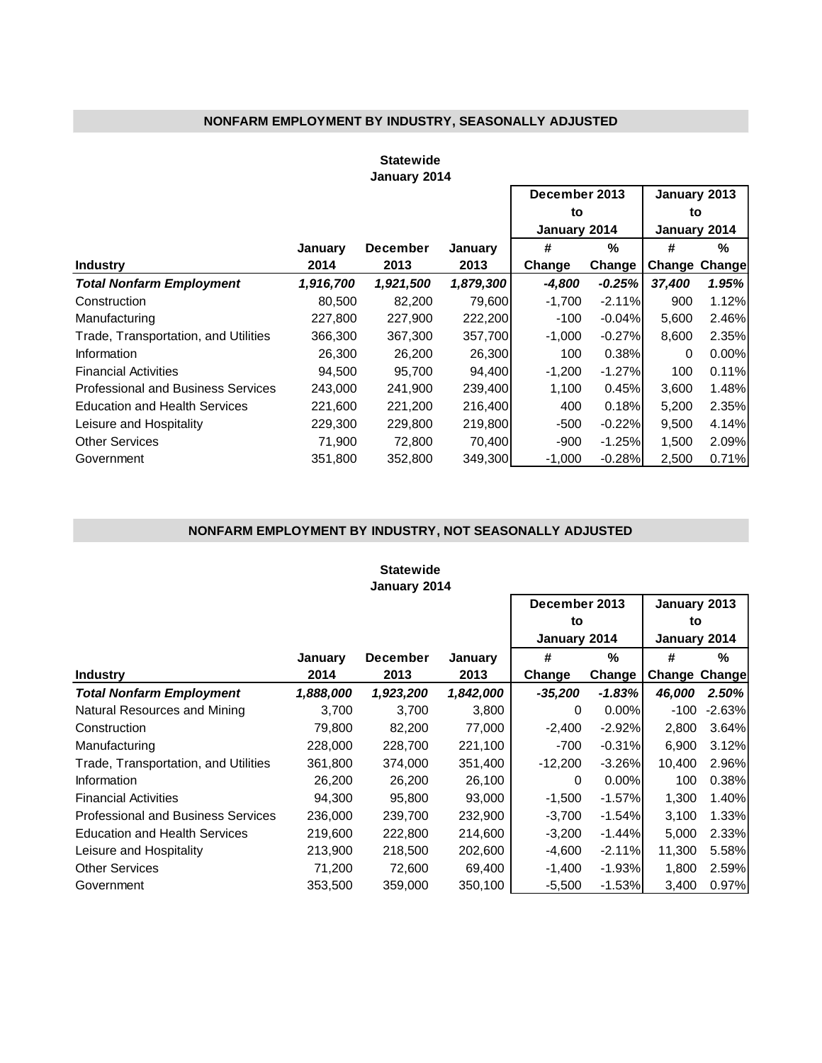## NONFARM EMPLOYMENT BY INDUSTRY, SEASONALLY ADJUSTED

**Statewide**
**January 2014**

| | | | | December 2013 to January 2014 | | January 2013 to January 2014 | |
|---|---|---|---|---|---|---|---|
| **Industry** | **January 2014** | **December 2013** | **January 2013** | **# Change** | **% Change** | **# Change** | **% Change** |
| ***Total Nonfarm Employment*** | ***1,916,700*** | ***1,921,500*** | ***1,879,300*** | ***-4,800*** | ***-0.25%*** | ***37,400*** | ***1.95%*** |
| Construction | 80,500 | 82,200 | 79,600 | -1,700 | -2.11% | 900 | 1.12% |
| Manufacturing | 227,800 | 227,900 | 222,200 | -100 | -0.04% | 5,600 | 2.46% |
| Trade, Transportation, and Utilities | 366,300 | 367,300 | 357,700 | -1,000 | -0.27% | 8,600 | 2.35% |
| Information | 26,300 | 26,200 | 26,300 | 100 | 0.38% | 0 | 0.00% |
| Financial Activities | 94,500 | 95,700 | 94,400 | -1,200 | -1.27% | 100 | 0.11% |
| Professional and Business Services | 243,000 | 241,900 | 239,400 | 1,100 | 0.45% | 3,600 | 1.48% |
| Education and Health Services | 221,600 | 221,200 | 216,400 | 400 | 0.18% | 5,200 | 2.35% |
| Leisure and Hospitality | 229,300 | 229,800 | 219,800 | -500 | -0.22% | 9,500 | 4.14% |
| Other Services | 71,900 | 72,800 | 70,400 | -900 | -1.25% | 1,500 | 2.09% |
| Government | 351,800 | 352,800 | 349,300 | -1,000 | -0.28% | 2,500 | 0.71% |

## NONFARM EMPLOYMENT BY INDUSTRY, NOT SEASONALLY ADJUSTED

**Statewide**
**January 2014**

| | | | | December 2013 to January 2014 | | January 2013 to January 2014 | |
|---|---|---|---|---|---|---|---|
| **Industry** | **January 2014** | **December 2013** | **January 2013** | **# Change** | **% Change** | **# Change** | **% Change** |
| ***Total Nonfarm Employment*** | ***1,888,000*** | ***1,923,200*** | ***1,842,000*** | ***-35,200*** | ***-1.83%*** | ***46,000*** | ***2.50%*** |
| Natural Resources and Mining | 3,700 | 3,700 | 3,800 | 0 | 0.00% | -100 | -2.63% |
| Construction | 79,800 | 82,200 | 77,000 | -2,400 | -2.92% | 2,800 | 3.64% |
| Manufacturing | 228,000 | 228,700 | 221,100 | -700 | -0.31% | 6,900 | 3.12% |
| Trade, Transportation, and Utilities | 361,800 | 374,000 | 351,400 | -12,200 | -3.26% | 10,400 | 2.96% |
| Information | 26,200 | 26,200 | 26,100 | 0 | 0.00% | 100 | 0.38% |
| Financial Activities | 94,300 | 95,800 | 93,000 | -1,500 | -1.57% | 1,300 | 1.40% |
| Professional and Business Services | 236,000 | 239,700 | 232,900 | -3,700 | -1.54% | 3,100 | 1.33% |
| Education and Health Services | 219,600 | 222,800 | 214,600 | -3,200 | -1.44% | 5,000 | 2.33% |
| Leisure and Hospitality | 213,900 | 218,500 | 202,600 | -4,600 | -2.11% | 11,300 | 5.58% |
| Other Services | 71,200 | 72,600 | 69,400 | -1,400 | -1.93% | 1,800 | 2.59% |
| Government | 353,500 | 359,000 | 350,100 | -5,500 | -1.53% | 3,400 | 0.97% |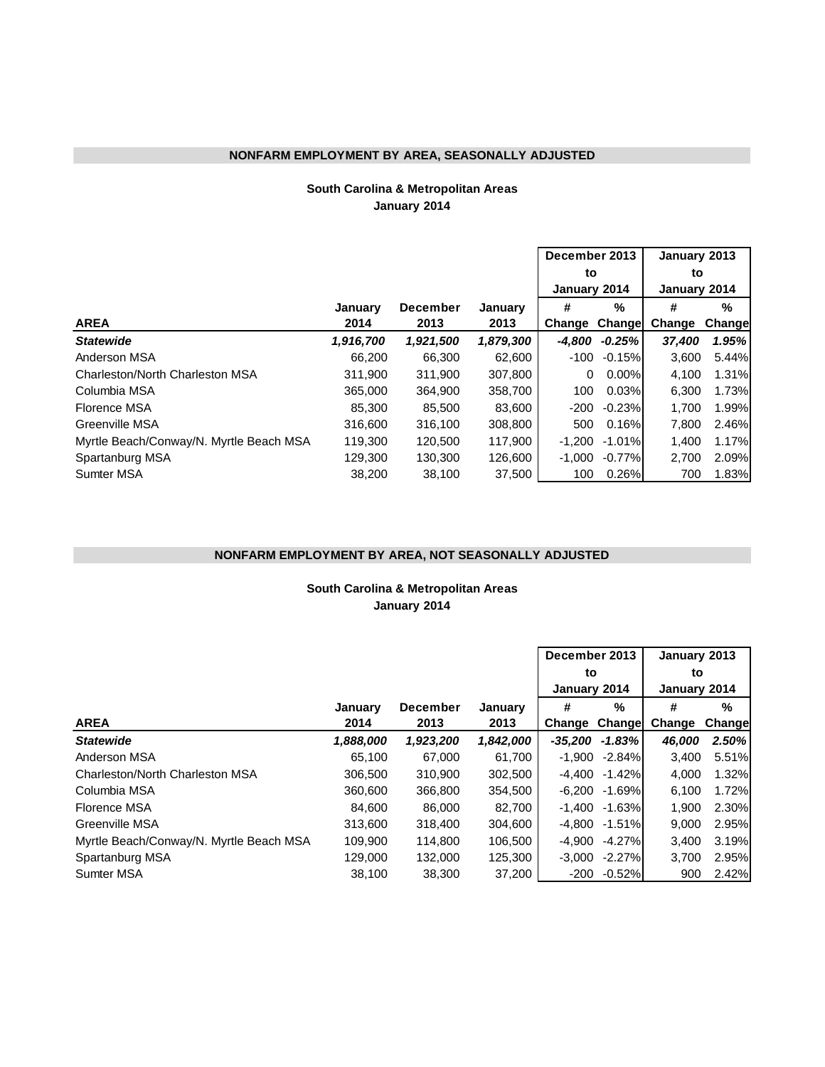## NONFARM EMPLOYMENT BY AREA, SEASONALLY ADJUSTED

**South Carolina & Metropolitan Areas**
**January 2014**

| AREA | January 2014 | December 2013 | January 2013 | December 2013 to January 2014 # Change | December 2013 to January 2014 % Change | January 2013 to January 2014 # Change | January 2013 to January 2014 % Change |
|---|---|---|---|---|---|---|---|
| ***Statewide*** | ***1,916,700*** | ***1,921,500*** | ***1,879,300*** | ***-4,800*** | ***-0.25%*** | ***37,400*** | ***1.95%*** |
| Anderson MSA | 66,200 | 66,300 | 62,600 | -100 | -0.15% | 3,600 | 5.44% |
| Charleston/North Charleston MSA | 311,900 | 311,900 | 307,800 | 0 | 0.00% | 4,100 | 1.31% |
| Columbia MSA | 365,000 | 364,900 | 358,700 | 100 | 0.03% | 6,300 | 1.73% |
| Florence MSA | 85,300 | 85,500 | 83,600 | -200 | -0.23% | 1,700 | 1.99% |
| Greenville MSA | 316,600 | 316,100 | 308,800 | 500 | 0.16% | 7,800 | 2.46% |
| Myrtle Beach/Conway/N. Myrtle Beach MSA | 119,300 | 120,500 | 117,900 | -1,200 | -1.01% | 1,400 | 1.17% |
| Spartanburg MSA | 129,300 | 130,300 | 126,600 | -1,000 | -0.77% | 2,700 | 2.09% |
| Sumter MSA | 38,200 | 38,100 | 37,500 | 100 | 0.26% | 700 | 1.83% |

## NONFARM EMPLOYMENT BY AREA, NOT SEASONALLY ADJUSTED

**South Carolina & Metropolitan Areas**
**January 2014**

| AREA | January 2014 | December 2013 | January 2013 | December 2013 to January 2014 # Change | December 2013 to January 2014 % Change | January 2013 to January 2014 # Change | January 2013 to January 2014 % Change |
|---|---|---|---|---|---|---|---|
| ***Statewide*** | ***1,888,000*** | ***1,923,200*** | ***1,842,000*** | ***-35,200*** | ***-1.83%*** | ***46,000*** | ***2.50%*** |
| Anderson MSA | 65,100 | 67,000 | 61,700 | -1,900 | -2.84% | 3,400 | 5.51% |
| Charleston/North Charleston MSA | 306,500 | 310,900 | 302,500 | -4,400 | -1.42% | 4,000 | 1.32% |
| Columbia MSA | 360,600 | 366,800 | 354,500 | -6,200 | -1.69% | 6,100 | 1.72% |
| Florence MSA | 84,600 | 86,000 | 82,700 | -1,400 | -1.63% | 1,900 | 2.30% |
| Greenville MSA | 313,600 | 318,400 | 304,600 | -4,800 | -1.51% | 9,000 | 2.95% |
| Myrtle Beach/Conway/N. Myrtle Beach MSA | 109,900 | 114,800 | 106,500 | -4,900 | -4.27% | 3,400 | 3.19% |
| Spartanburg MSA | 129,000 | 132,000 | 125,300 | -3,000 | -2.27% | 3,700 | 2.95% |
| Sumter MSA | 38,100 | 38,300 | 37,200 | -200 | -0.52% | 900 | 2.42% |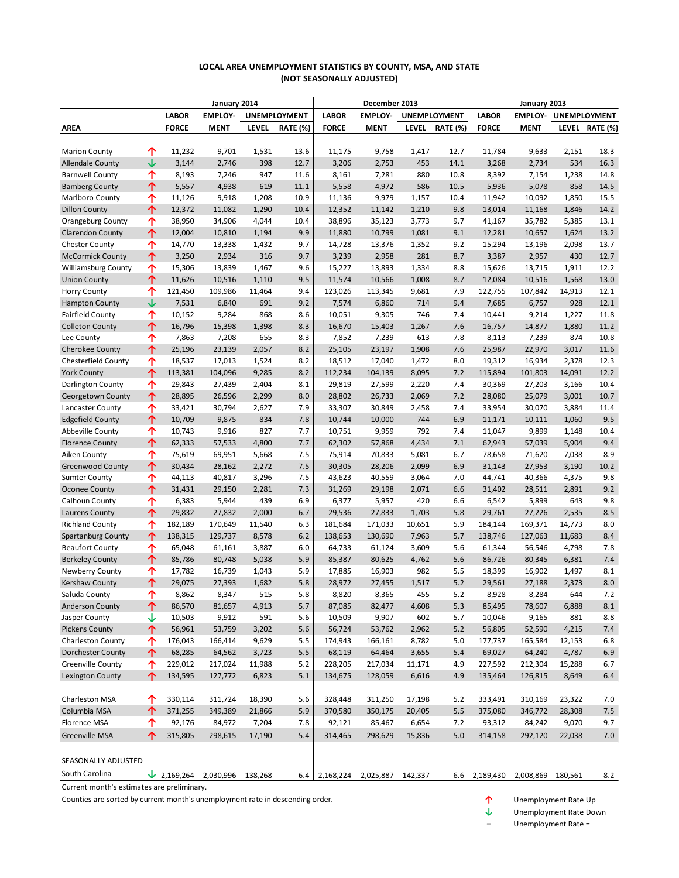**LOCAL AREA UNEMPLOYMENT STATISTICS BY COUNTY, MSA, AND STATE**
**(NOT SEASONALLY ADJUSTED)**

| | | January 2014 | | | | December 2013 | | | | January 2013 | | | |
|---|---|---|---|---|---|---|---|---|---|---|---|---|---|
| | | LABOR | EMPLOY- | UNEMPLOYMENT | | LABOR | EMPLOY- | UNEMPLOYMENT | | LABOR | EMPLOY- | UNEMPLOYMENT | |
| AREA | | FORCE | MENT | LEVEL | RATE (%) | FORCE | MENT | LEVEL | RATE (%) | FORCE | MENT | LEVEL | RATE (%) |
| Marion County | ↑ | 11,232 | 9,701 | 1,531 | 13.6 | 11,175 | 9,758 | 1,417 | 12.7 | 11,784 | 9,633 | 2,151 | 18.3 |
| Allendale County | ↓ | 3,144 | 2,746 | 398 | 12.7 | 3,206 | 2,753 | 453 | 14.1 | 3,268 | 2,734 | 534 | 16.3 |
| Barnwell County | ↑ | 8,193 | 7,246 | 947 | 11.6 | 8,161 | 7,281 | 880 | 10.8 | 8,392 | 7,154 | 1,238 | 14.8 |
| Bamberg County | ↑ | 5,557 | 4,938 | 619 | 11.1 | 5,558 | 4,972 | 586 | 10.5 | 5,936 | 5,078 | 858 | 14.5 |
| Marlboro County | ↑ | 11,126 | 9,918 | 1,208 | 10.9 | 11,136 | 9,979 | 1,157 | 10.4 | 11,942 | 10,092 | 1,850 | 15.5 |
| Dillon County | ↑ | 12,372 | 11,082 | 1,290 | 10.4 | 12,352 | 11,142 | 1,210 | 9.8 | 13,014 | 11,168 | 1,846 | 14.2 |
| Orangeburg County | ↑ | 38,950 | 34,906 | 4,044 | 10.4 | 38,896 | 35,123 | 3,773 | 9.7 | 41,167 | 35,782 | 5,385 | 13.1 |
| Clarendon County | ↑ | 12,004 | 10,810 | 1,194 | 9.9 | 11,880 | 10,799 | 1,081 | 9.1 | 12,281 | 10,657 | 1,624 | 13.2 |
| Chester County | ↑ | 14,770 | 13,338 | 1,432 | 9.7 | 14,728 | 13,376 | 1,352 | 9.2 | 15,294 | 13,196 | 2,098 | 13.7 |
| McCormick County | ↑ | 3,250 | 2,934 | 316 | 9.7 | 3,239 | 2,958 | 281 | 8.7 | 3,387 | 2,957 | 430 | 12.7 |
| Williamsburg County | ↑ | 15,306 | 13,839 | 1,467 | 9.6 | 15,227 | 13,893 | 1,334 | 8.8 | 15,626 | 13,715 | 1,911 | 12.2 |
| Union County | ↑ | 11,626 | 10,516 | 1,110 | 9.5 | 11,574 | 10,566 | 1,008 | 8.7 | 12,084 | 10,516 | 1,568 | 13.0 |
| Horry County | ↑ | 121,450 | 109,986 | 11,464 | 9.4 | 123,026 | 113,345 | 9,681 | 7.9 | 122,755 | 107,842 | 14,913 | 12.1 |
| Hampton County | ↓ | 7,531 | 6,840 | 691 | 9.2 | 7,574 | 6,860 | 714 | 9.4 | 7,685 | 6,757 | 928 | 12.1 |
| Fairfield County | ↑ | 10,152 | 9,284 | 868 | 8.6 | 10,051 | 9,305 | 746 | 7.4 | 10,441 | 9,214 | 1,227 | 11.8 |
| Colleton County | ↑ | 16,796 | 15,398 | 1,398 | 8.3 | 16,670 | 15,403 | 1,267 | 7.6 | 16,757 | 14,877 | 1,880 | 11.2 |
| Lee County | ↑ | 7,863 | 7,208 | 655 | 8.3 | 7,852 | 7,239 | 613 | 7.8 | 8,113 | 7,239 | 874 | 10.8 |
| Cherokee County | ↑ | 25,196 | 23,139 | 2,057 | 8.2 | 25,105 | 23,197 | 1,908 | 7.6 | 25,987 | 22,970 | 3,017 | 11.6 |
| Chesterfield County | ↑ | 18,537 | 17,013 | 1,524 | 8.2 | 18,512 | 17,040 | 1,472 | 8.0 | 19,312 | 16,934 | 2,378 | 12.3 |
| York County | ↑ | 113,381 | 104,096 | 9,285 | 8.2 | 112,234 | 104,139 | 8,095 | 7.2 | 115,894 | 101,803 | 14,091 | 12.2 |
| Darlington County | ↑ | 29,843 | 27,439 | 2,404 | 8.1 | 29,819 | 27,599 | 2,220 | 7.4 | 30,369 | 27,203 | 3,166 | 10.4 |
| Georgetown County | ↑ | 28,895 | 26,596 | 2,299 | 8.0 | 28,802 | 26,733 | 2,069 | 7.2 | 28,080 | 25,079 | 3,001 | 10.7 |
| Lancaster County | ↑ | 33,421 | 30,794 | 2,627 | 7.9 | 33,307 | 30,849 | 2,458 | 7.4 | 33,954 | 30,070 | 3,884 | 11.4 |
| Edgefield County | ↑ | 10,709 | 9,875 | 834 | 7.8 | 10,744 | 10,000 | 744 | 6.9 | 11,171 | 10,111 | 1,060 | 9.5 |
| Abbeville County | ↑ | 10,743 | 9,916 | 827 | 7.7 | 10,751 | 9,959 | 792 | 7.4 | 11,047 | 9,899 | 1,148 | 10.4 |
| Florence County | ↑ | 62,333 | 57,533 | 4,800 | 7.7 | 62,302 | 57,868 | 4,434 | 7.1 | 62,943 | 57,039 | 5,904 | 9.4 |
| Aiken County | ↑ | 75,619 | 69,951 | 5,668 | 7.5 | 75,914 | 70,833 | 5,081 | 6.7 | 78,658 | 71,620 | 7,038 | 8.9 |
| Greenwood County | ↑ | 30,434 | 28,162 | 2,272 | 7.5 | 30,305 | 28,206 | 2,099 | 6.9 | 31,143 | 27,953 | 3,190 | 10.2 |
| Sumter County | ↑ | 44,113 | 40,817 | 3,296 | 7.5 | 43,623 | 40,559 | 3,064 | 7.0 | 44,741 | 40,366 | 4,375 | 9.8 |
| Oconee County | ↑ | 31,431 | 29,150 | 2,281 | 7.3 | 31,269 | 29,198 | 2,071 | 6.6 | 31,402 | 28,511 | 2,891 | 9.2 |
| Calhoun County | ↑ | 6,383 | 5,944 | 439 | 6.9 | 6,377 | 5,957 | 420 | 6.6 | 6,542 | 5,899 | 643 | 9.8 |
| Laurens County | ↑ | 29,832 | 27,832 | 2,000 | 6.7 | 29,536 | 27,833 | 1,703 | 5.8 | 29,761 | 27,226 | 2,535 | 8.5 |
| Richland County | ↑ | 182,189 | 170,649 | 11,540 | 6.3 | 181,684 | 171,033 | 10,651 | 5.9 | 184,144 | 169,371 | 14,773 | 8.0 |
| Spartanburg County | ↑ | 138,315 | 129,737 | 8,578 | 6.2 | 138,653 | 130,690 | 7,963 | 5.7 | 138,746 | 127,063 | 11,683 | 8.4 |
| Beaufort County | ↑ | 65,048 | 61,161 | 3,887 | 6.0 | 64,733 | 61,124 | 3,609 | 5.6 | 61,344 | 56,546 | 4,798 | 7.8 |
| Berkeley County | ↑ | 85,786 | 80,748 | 5,038 | 5.9 | 85,387 | 80,625 | 4,762 | 5.6 | 86,726 | 80,345 | 6,381 | 7.4 |
| Newberry County | ↑ | 17,782 | 16,739 | 1,043 | 5.9 | 17,885 | 16,903 | 982 | 5.5 | 18,399 | 16,902 | 1,497 | 8.1 |
| Kershaw County | ↑ | 29,075 | 27,393 | 1,682 | 5.8 | 28,972 | 27,455 | 1,517 | 5.2 | 29,561 | 27,188 | 2,373 | 8.0 |
| Saluda County | ↑ | 8,862 | 8,347 | 515 | 5.8 | 8,820 | 8,365 | 455 | 5.2 | 8,928 | 8,284 | 644 | 7.2 |
| Anderson County | ↑ | 86,570 | 81,657 | 4,913 | 5.7 | 87,085 | 82,477 | 4,608 | 5.3 | 85,495 | 78,607 | 6,888 | 8.1 |
| Jasper County | ↓ | 10,503 | 9,912 | 591 | 5.6 | 10,509 | 9,907 | 602 | 5.7 | 10,046 | 9,165 | 881 | 8.8 |
| Pickens County | ↑ | 56,961 | 53,759 | 3,202 | 5.6 | 56,724 | 53,762 | 2,962 | 5.2 | 56,805 | 52,590 | 4,215 | 7.4 |
| Charleston County | ↑ | 176,043 | 166,414 | 9,629 | 5.5 | 174,943 | 166,161 | 8,782 | 5.0 | 177,737 | 165,584 | 12,153 | 6.8 |
| Dorchester County | ↑ | 68,285 | 64,562 | 3,723 | 5.5 | 68,119 | 64,464 | 3,655 | 5.4 | 69,027 | 64,240 | 4,787 | 6.9 |
| Greenville County | ↑ | 229,012 | 217,024 | 11,988 | 5.2 | 228,205 | 217,034 | 11,171 | 4.9 | 227,592 | 212,304 | 15,288 | 6.7 |
| Lexington County | ↑ | 134,595 | 127,772 | 6,823 | 5.1 | 134,675 | 128,059 | 6,616 | 4.9 | 135,464 | 126,815 | 8,649 | 6.4 |
| Charleston MSA | ↑ | 330,114 | 311,724 | 18,390 | 5.6 | 328,448 | 311,250 | 17,198 | 5.2 | 333,491 | 310,169 | 23,322 | 7.0 |
| Columbia MSA | ↑ | 371,255 | 349,389 | 21,866 | 5.9 | 370,580 | 350,175 | 20,405 | 5.5 | 375,080 | 346,772 | 28,308 | 7.5 |
| Florence MSA | ↑ | 92,176 | 84,972 | 7,204 | 7.8 | 92,121 | 85,467 | 6,654 | 7.2 | 93,312 | 84,242 | 9,070 | 9.7 |
| Greenville MSA | ↑ | 315,805 | 298,615 | 17,190 | 5.4 | 314,465 | 298,629 | 15,836 | 5.0 | 314,158 | 292,120 | 22,038 | 7.0 |
| SEASONALLY ADJUSTED | | | | | | | | | | | | | |
| South Carolina | ↓ | 2,169,264 | 2,030,996 | 138,268 | 6.4 | 2,168,224 | 2,025,887 | 142,337 | 6.6 | 2,189,430 | 2,008,869 | 180,561 | 8.2 |

Current month's estimates are preliminary.

Counties are sorted by current month's unemployment rate in descending order.

↑ Unemployment Rate Up
↓ Unemployment Rate Down
– Unemployment Rate =